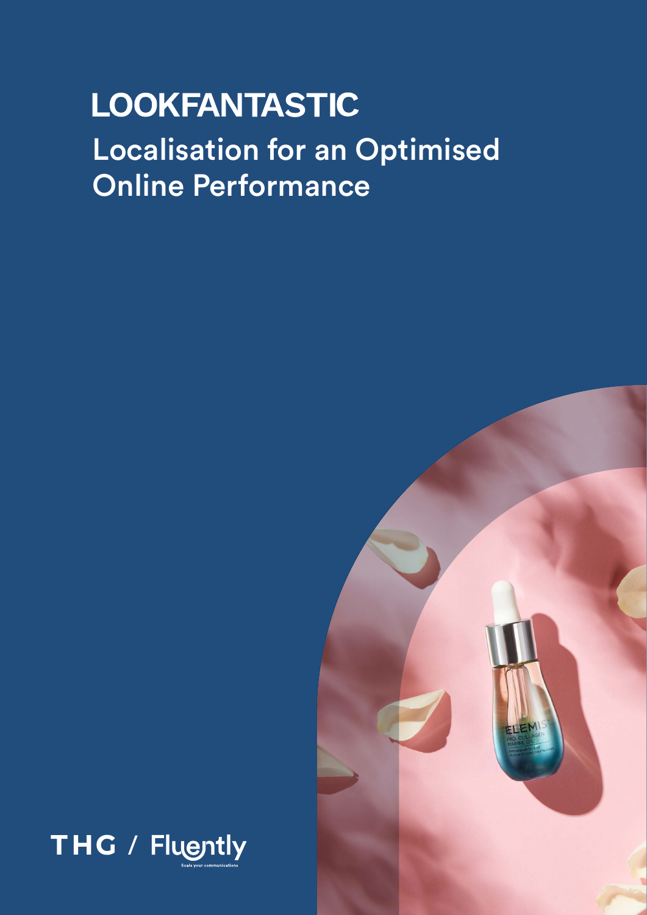# LOOKFANTASTIC

## Localisation for an Optimised Online Performance

THG / Fluently

Scale your communications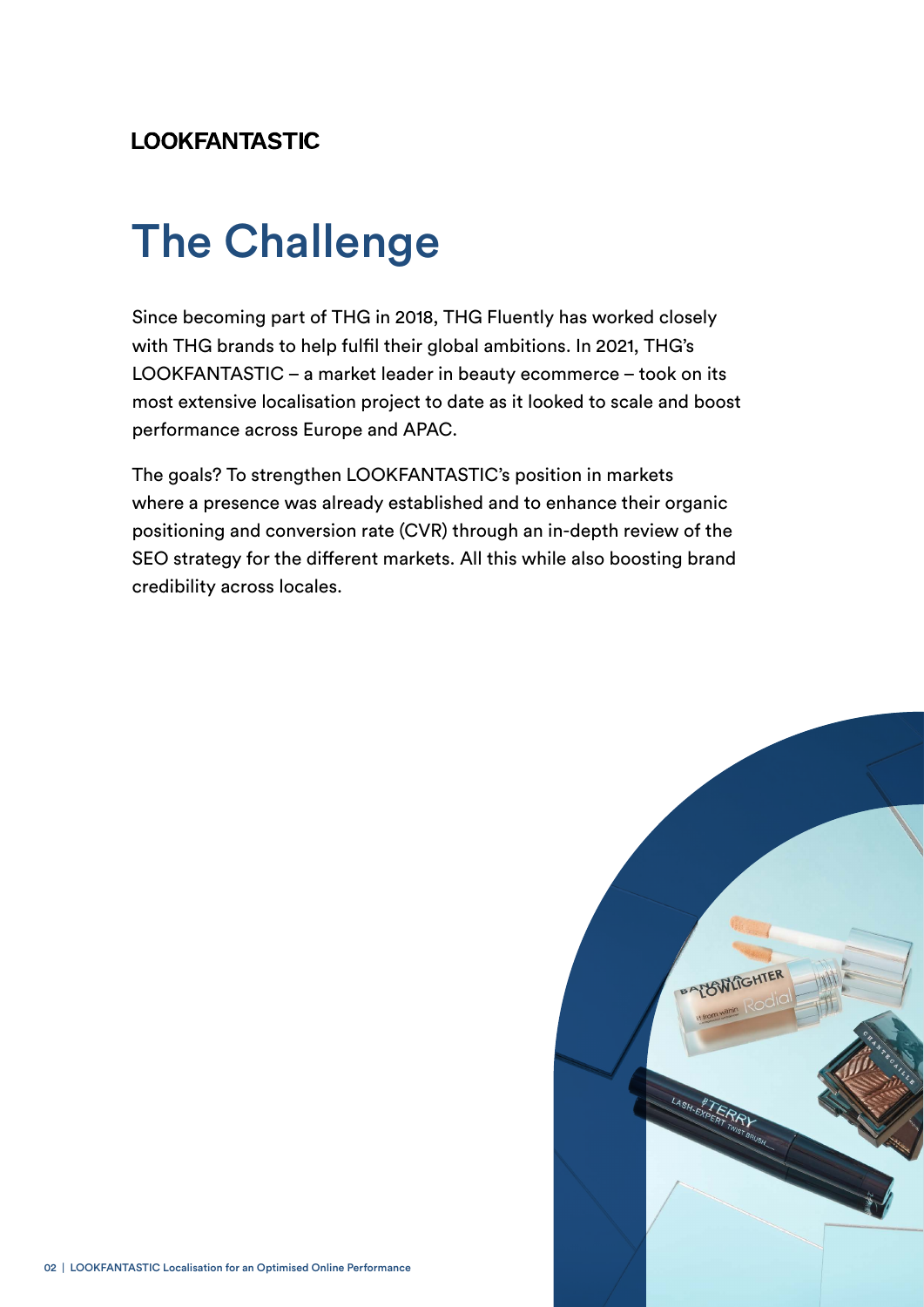LOOKFANTASTIC

# The Challenge

Since becoming part of THG in 2018, THG Fluently has worked closely with THG brands to help fulfil their global ambitions. In 2021, THG's LOOKFANTASTIC – a market leader in beauty ecommerce – took on its most extensive localisation project to date as it looked to scale and boost performance across Europe and APAC.

The goals? To strengthen LOOKFANTASTIC's position in markets where a presence was already established and to enhance their organic positioning and conversion rate (CVR) through an in-depth review of the SEO strategy for the different markets. All this while also boosting brand credibility across locales.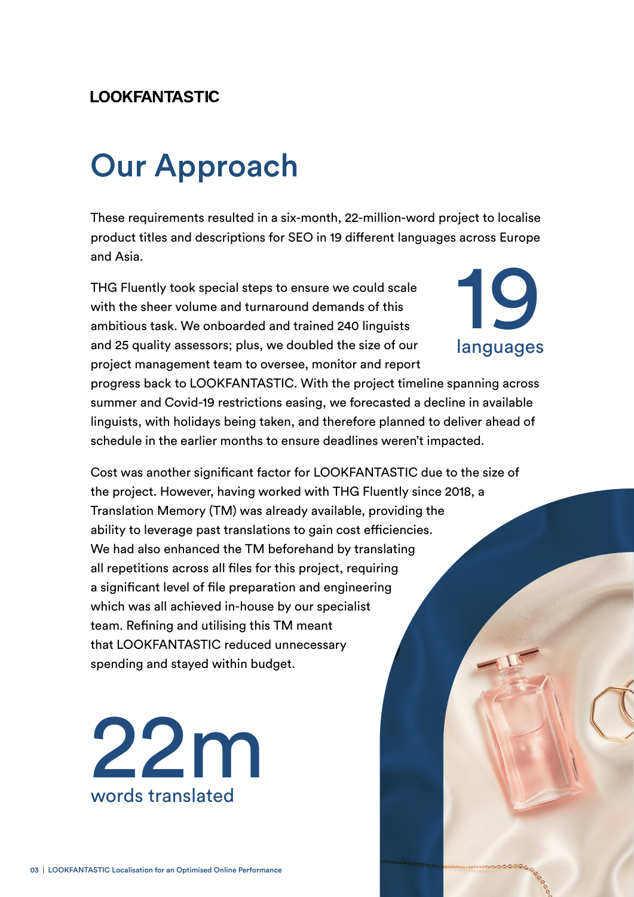LOOKFANTASTIC

# Our Approach

These requirements resulted in a six-month, 22-million-word project to localise product titles and descriptions for SEO in 19 different languages across Europe and Asia.

THG Fluently took special steps to ensure we could scale with the sheer volume and turnaround demands of this ambitious task. We onboarded and trained 240 linguists and 25 quality assessors; plus, we doubled the size of our project management team to oversee, monitor and report progress back to LOOKFANTASTIC. With the project timeline spanning across summer and Covid-19 restrictions easing, we forecasted a decline in available linguists, with holidays being taken, and therefore planned to deliver ahead of schedule in the earlier months to ensure deadlines weren't impacted.

**19**
languages

Cost was another significant factor for LOOKFANTASTIC due to the size of the project. However, having worked with THG Fluently since 2018, a Translation Memory (TM) was already available, providing the ability to leverage past translations to gain cost efficiencies. We had also enhanced the TM beforehand by translating all repetitions across all files for this project, requiring a significant level of file preparation and engineering which was all achieved in-house by our specialist team. Refining and utilising this TM meant that LOOKFANTASTIC reduced unnecessary spending and stayed within budget.

**22m**
words translated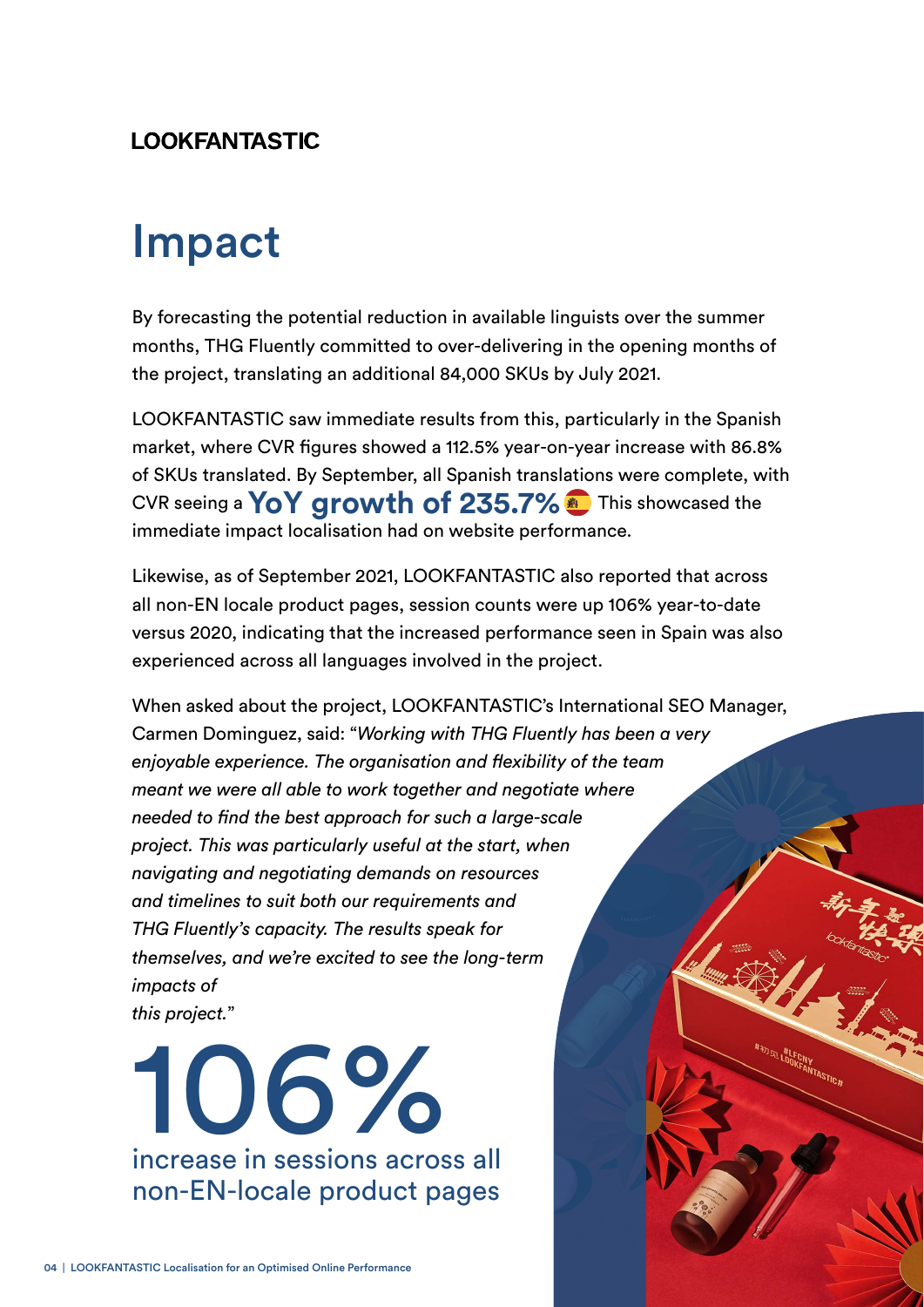**LOOKFANTASTIC**

# Impact

By forecasting the potential reduction in available linguists over the summer months, THG Fluently committed to over-delivering in the opening months of the project, translating an additional 84,000 SKUs by July 2021.

LOOKFANTASTIC saw immediate results from this, particularly in the Spanish market, where CVR figures showed a 112.5% year-on-year increase with 86.8% of SKUs translated. By September, all Spanish translations were complete, with CVR seeing a **YoY growth of 235.7%** This showcased the immediate impact localisation had on website performance.

Likewise, as of September 2021, LOOKFANTASTIC also reported that across all non-EN locale product pages, session counts were up 106% year-to-date versus 2020, indicating that the increased performance seen in Spain was also experienced across all languages involved in the project.

When asked about the project, LOOKFANTASTIC's International SEO Manager, Carmen Dominguez, said: "*Working with THG Fluently has been a very enjoyable experience. The organisation and flexibility of the team meant we were all able to work together and negotiate where needed to find the best approach for such a large-scale project. This was particularly useful at the start, when navigating and negotiating demands on resources and timelines to suit both our requirements and THG Fluently's capacity. The results speak for themselves, and we're excited to see the long-term impacts of this project.*"

# 106%

increase in sessions across all non-EN-locale product pages